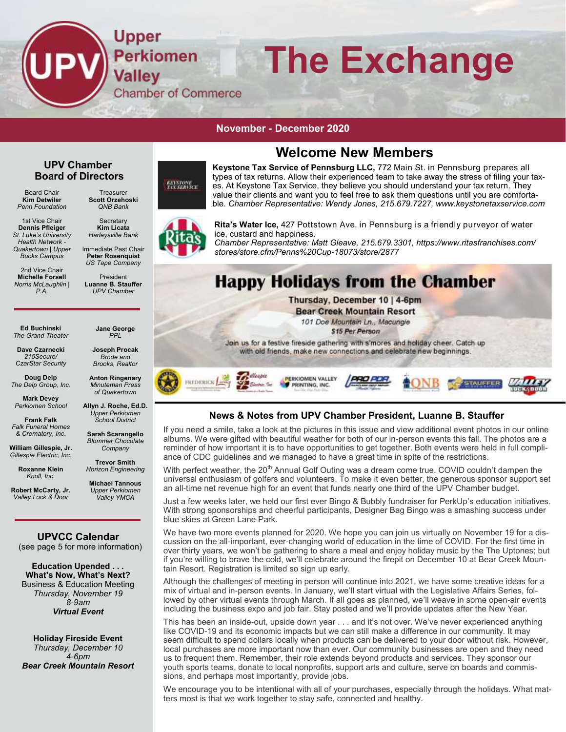# Upper Perkiomen Valley Chamber of Commerce

# The Exchange

**November - December 2020**

## UPV Chamber Board of Directors

Board Chair
**Kim Detwiler**
*Penn Foundation*

Treasurer
**Scott Orzehoski**
*QNB Bank*

1st Vice Chair
**Dennis Pfleiger**
*St. Luke's University Health Network - Quakertown | Upper Bucks Campus*

Secretary
**Kim Licata**
*Harleysville Bank*

Immediate Past Chair
**Peter Rosenquist**
*US Tape Company*

2nd Vice Chair
**Michelle Forsell**
*Norris McLaughlin | P.A.*

President
**Luanne B. Stauffer**
*UPV Chamber*

**Ed Buchinski**
*The Grand Theater*

**Jane George**
*PPL*

**Dave Czarnecki**
*215Secure/ CzarStar Security*

**Joseph Procak**
*Brode and Brooks, Realtor*

**Doug Delp**
*The Delp Group, Inc.*

**Anton Ringenary**
*Minuteman Press of Quakertown*

**Mark Devey**
*Perkiomen School*

**Allyn J. Roche, Ed.D.**
*Upper Perkiomen School District*

**Frank Falk**
*Falk Funeral Homes & Crematory, Inc.*

**Sarah Scarangello**
*Blommer Chocolate Company*

**William Gillespie, Jr.**
*Gillespie Electric, Inc.*

**Trevor Smith**
*Horizon Engineering*

**Roxanne Klein**
*Knoll, Inc.*

**Michael Tannous**
*Upper Perkiomen Valley YMCA*

**Robert McCarty, Jr.**
*Valley Lock & Door*

## UPVCC Calendar

(see page 5 for more information)

**Education Upended . . . What's Now, What's Next?**
Business & Education Meeting
*Thursday, November 19*
*8-9am*
***Virtual Event***

**Holiday Fireside Event**
*Thursday, December 10*
*4-6pm*
***Bear Creek Mountain Resort***

## Welcome New Members

**Keystone Tax Service of Pennsburg LLC,** 772 Main St. in Pennsburg prepares all types of tax returns. Allow their experienced team to take away the stress of filing your taxes. At Keystone Tax Service, they believe you should understand your tax return. They value their clients and want you to feel free to ask them questions until you are comfortable. *Chamber Representative: Wendy Jones, 215.679.7227, www.keystonetaxservice.com*

**Rita's Water Ice,** 427 Pottstown Ave. in Pennsburg is a friendly purveyor of water ice, custard and happiness.
*Chamber Representative: Matt Gleave, 215.679.3301, https://www.ritasfranchises.com/stores/store.cfm/Penns%20Cup-18073/store/2877*

## Happy Holidays from the Chamber

**Thursday, December 10 | 4-6pm**
**Bear Creek Mountain Resort**
*101 Doe Mountain Ln., Macungie*
**$15 Per Person**

Join us for a festive fireside gathering with s'mores and holiday cheer. Catch up with old friends, make new connections and celebrate new beginnings.

## News & Notes from UPV Chamber President, Luanne B. Stauffer

If you need a smile, take a look at the pictures in this issue and view additional event photos in our online albums. We were gifted with beautiful weather for both of our in-person events this fall. The photos are a reminder of how important it is to have opportunities to get together. Both events were held in full compliance of CDC guidelines and we managed to have a great time in spite of the restrictions.

With perfect weather, the 20th Annual Golf Outing was a dream come true. COVID couldn't dampen the universal enthusiasm of golfers and volunteers. To make it even better, the generous sponsor support set an all-time net revenue high for an event that funds nearly one third of the UPV Chamber budget.

Just a few weeks later, we held our first ever Bingo & Bubbly fundraiser for PerkUp's education initiatives. With strong sponsorships and cheerful participants, Designer Bag Bingo was a smashing success under blue skies at Green Lane Park.

We have two more events planned for 2020. We hope you can join us virtually on November 19 for a discussion on the all-important, ever-changing world of education in the time of COVID. For the first time in over thirty years, we won't be gathering to share a meal and enjoy holiday music by the The Uptones; but if you're willing to brave the cold, we'll celebrate around the firepit on December 10 at Bear Creek Mountain Resort. Registration is limited so sign up early.

Although the challenges of meeting in person will continue into 2021, we have some creative ideas for a mix of virtual and in-person events. In January, we'll start virtual with the Legislative Affairs Series, followed by other virtual events through March. If all goes as planned, we'll weave in some open-air events including the business expo and job fair. Stay posted and we'll provide updates after the New Year.

This has been an inside-out, upside down year . . . and it's not over. We've never experienced anything like COVID-19 and its economic impacts but we can still make a difference in our community. It may seem difficult to spend dollars locally when products can be delivered to your door without risk. However, local purchases are more important now than ever. Our community businesses are open and they need us to frequent them. Remember, their role extends beyond products and services. They sponsor our youth sports teams, donate to local nonprofits, support arts and culture, serve on boards and commissions, and perhaps most importantly, provide jobs.

We encourage you to be intentional with all of your purchases, especially through the holidays. What matters most is that we work together to stay safe, connected and healthy.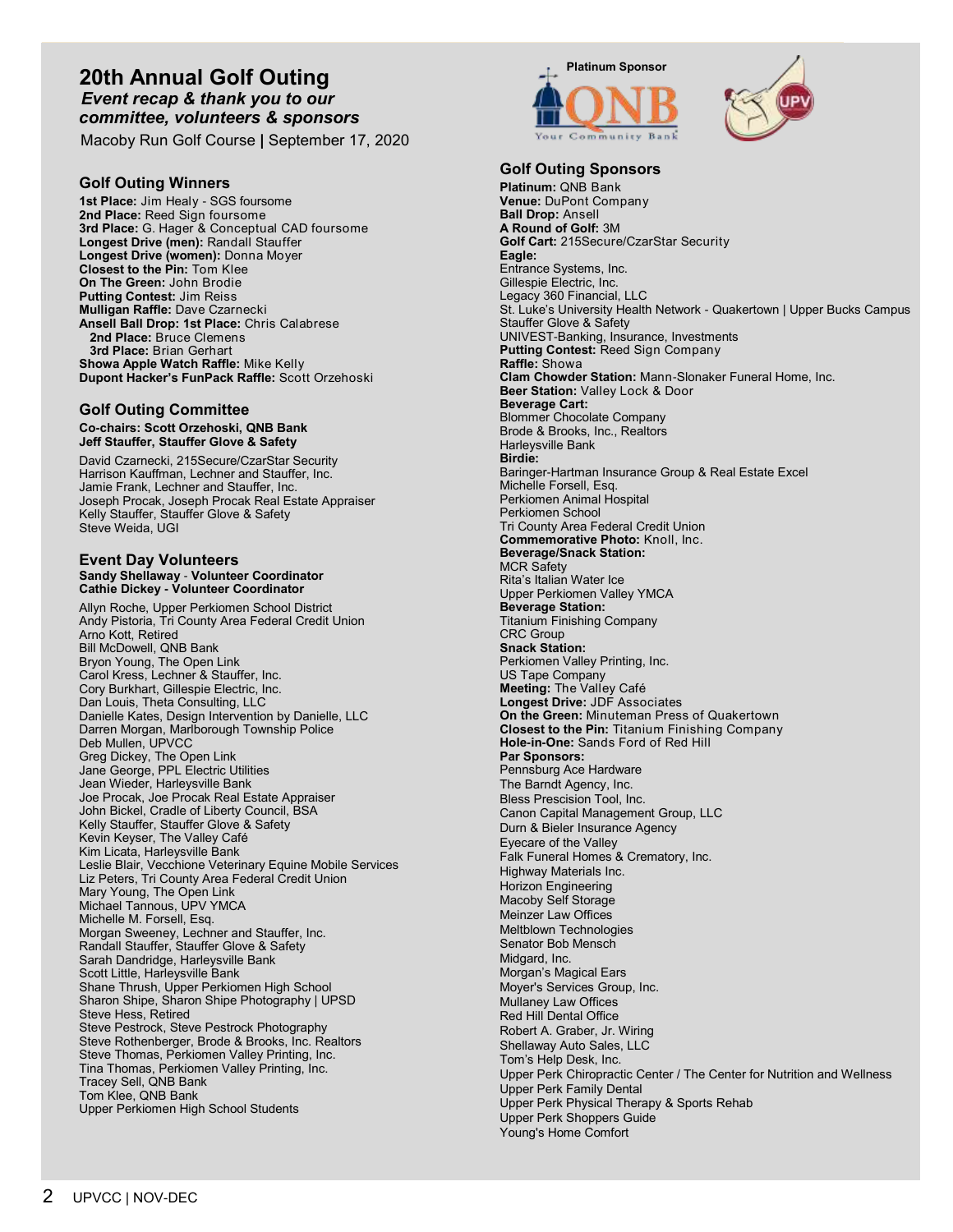# 20th Annual Golf Outing

***Event recap & thank you to our committee, volunteers & sponsors***

Macoby Run Golf Course | September 17, 2020

## Golf Outing Winners

**1st Place:** Jim Healy - SGS foursome
**2nd Place:** Reed Sign foursome
**3rd Place:** G. Hager & Conceptual CAD foursome
**Longest Drive (men):** Randall Stauffer
**Longest Drive (women):** Donna Moyer
**Closest to the Pin:** Tom Klee
**On The Green:** John Brodie
**Putting Contest:** Jim Reiss
**Mulligan Raffle:** Dave Czarnecki
**Ansell Ball Drop: 1st Place:** Chris Calabrese
**2nd Place:** Bruce Clemens
**3rd Place:** Brian Gerhart
**Showa Apple Watch Raffle:** Mike Kelly
**Dupont Hacker's FunPack Raffle:** Scott Orzehoski

## Golf Outing Committee

**Co-chairs: Scott Orzehoski, QNB Bank**
**Jeff Stauffer, Stauffer Glove & Safety**

David Czarnecki, 215Secure/CzarStar Security
Harrison Kauffman, Lechner and Stauffer, Inc.
Jamie Frank, Lechner and Stauffer, Inc.
Joseph Procak, Joseph Procak Real Estate Appraiser
Kelly Stauffer, Stauffer Glove & Safety
Steve Weida, UGI

## Event Day Volunteers

**Sandy Shellaway - Volunteer Coordinator**
**Cathie Dickey - Volunteer Coordinator**

Allyn Roche, Upper Perkiomen School District
Andy Pistoria, Tri County Area Federal Credit Union
Arno Kott, Retired
Bill McDowell, QNB Bank
Bryon Young, The Open Link
Carol Kress, Lechner & Stauffer, Inc.
Cory Burkhart, Gillespie Electric, Inc.
Dan Louis, Theta Consulting, LLC
Danielle Kates, Design Intervention by Danielle, LLC
Darren Morgan, Marlborough Township Police
Deb Mullen, UPVCC
Greg Dickey, The Open Link
Jane George, PPL Electric Utilities
Jean Wieder, Harleysville Bank
Joe Procak, Joe Procak Real Estate Appraiser
John Bickel, Cradle of Liberty Council, BSA
Kelly Stauffer, Stauffer Glove & Safety
Kevin Keyser, The Valley Café
Kim Licata, Harleysville Bank
Leslie Blair, Vecchione Veterinary Equine Mobile Services
Liz Peters, Tri County Area Federal Credit Union
Mary Young, The Open Link
Michael Tannous, UPV YMCA
Michelle M. Forsell, Esq.
Morgan Sweeney, Lechner and Stauffer, Inc.
Randall Stauffer, Stauffer Glove & Safety
Sarah Dandridge, Harleysville Bank
Scott Little, Harleysville Bank
Shane Thrush, Upper Perkiomen High School
Sharon Shipe, Sharon Shipe Photography | UPSD
Steve Hess, Retired
Steve Pestrock, Steve Pestrock Photography
Steve Rothenberger, Brode & Brooks, Inc. Realtors
Steve Thomas, Perkiomen Valley Printing, Inc.
Tina Thomas, Perkiomen Valley Printing, Inc.
Tracey Sell, QNB Bank
Tom Klee, QNB Bank
Upper Perkiomen High School Students

**Platinum Sponsor**

## Golf Outing Sponsors

**Platinum:** QNB Bank
**Venue:** DuPont Company
**Ball Drop:** Ansell
**A Round of Golf:** 3M
**Golf Cart:** 215Secure/CzarStar Security
**Eagle:**
Entrance Systems, Inc.
Gillespie Electric, Inc.
Legacy 360 Financial, LLC
St. Luke's University Health Network - Quakertown | Upper Bucks Campus
Stauffer Glove & Safety
UNIVEST-Banking, Insurance, Investments
**Putting Contest:** Reed Sign Company
**Raffle:** Showa
**Clam Chowder Station:** Mann-Slonaker Funeral Home, Inc.
**Beer Station:** Valley Lock & Door
**Beverage Cart:**
Blommer Chocolate Company
Brode & Brooks, Inc., Realtors
Harleysville Bank
**Birdie:**
Baringer-Hartman Insurance Group & Real Estate Excel
Michelle Forsell, Esq.
Perkiomen Animal Hospital
Perkiomen School
Tri County Area Federal Credit Union
**Commemorative Photo:** Knoll, Inc.
**Beverage/Snack Station:**
MCR Safety
Rita's Italian Water Ice
Upper Perkiomen Valley YMCA
**Beverage Station:**
Titanium Finishing Company
CRC Group
**Snack Station:**
Perkiomen Valley Printing, Inc.
US Tape Company
**Meeting:** The Valley Café
**Longest Drive:** JDF Associates
**On the Green:** Minuteman Press of Quakertown
**Closest to the Pin:** Titanium Finishing Company
**Hole-in-One:** Sands Ford of Red Hill
**Par Sponsors:**
Pennsburg Ace Hardware
The Barndt Agency, Inc.
Bless Prescision Tool, Inc.
Canon Capital Management Group, LLC
Durn & Bieler Insurance Agency
Eyecare of the Valley
Falk Funeral Homes & Crematory, Inc.
Highway Materials Inc.
Horizon Engineering
Macoby Self Storage
Meinzer Law Offices
Meltblown Technologies
Senator Bob Mensch
Midgard, Inc.
Morgan's Magical Ears
Moyer's Services Group, Inc.
Mullaney Law Offices
Red Hill Dental Office
Robert A. Graber, Jr. Wiring
Shellaway Auto Sales, LLC
Tom's Help Desk, Inc.
Upper Perk Chiropractic Center / The Center for Nutrition and Wellness
Upper Perk Family Dental
Upper Perk Physical Therapy & Sports Rehab
Upper Perk Shoppers Guide
Young's Home Comfort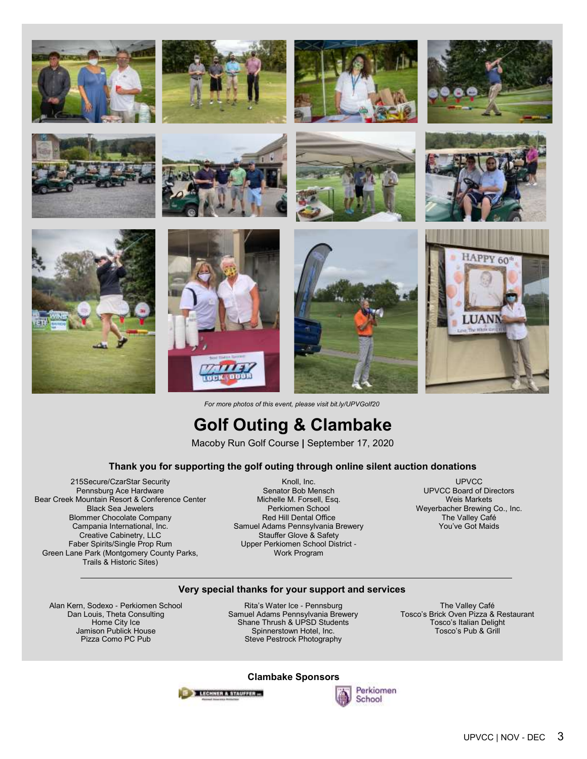*For more photos of this event, please visit bit.ly/UPVGolf20*

# Golf Outing & Clambake

Macoby Run Golf Course | September 17, 2020

### Thank you for supporting the golf outing through online silent auction donations

215Secure/CzarStar Security
Pennsburg Ace Hardware
Bear Creek Mountain Resort & Conference Center
Black Sea Jewelers
Blommer Chocolate Company
Campania International, Inc.
Creative Cabinetry, LLC
Faber Spirits/Single Prop Rum
Green Lane Park (Montgomery County Parks, Trails & Historic Sites)
Knoll, Inc.
Senator Bob Mensch
Michelle M. Forsell, Esq.
Perkiomen School
Red Hill Dental Office
Samuel Adams Pennsylvania Brewery
Stauffer Glove & Safety
Upper Perkiomen School District - Work Program
UPVCC
UPVCC Board of Directors
Weis Markets
Weyerbacher Brewing Co., Inc.
The Valley Café
You've Got Maids

### Very special thanks for your support and services

Alan Kern, Sodexo - Perkiomen School
Dan Louis, Theta Consulting
Home City Ice
Jamison Publick House
Pizza Como PC Pub
Rita's Water Ice - Pennsburg
Samuel Adams Pennsylvania Brewery
Shane Thrush & UPSD Students
Spinnerstown Hotel, Inc.
Steve Pestrock Photography
The Valley Café
Tosco's Brick Oven Pizza & Restaurant
Tosco's Italian Delight
Tosco's Pub & Grill

### Clambake Sponsors

Lechner & Stauffer
Perkiomen School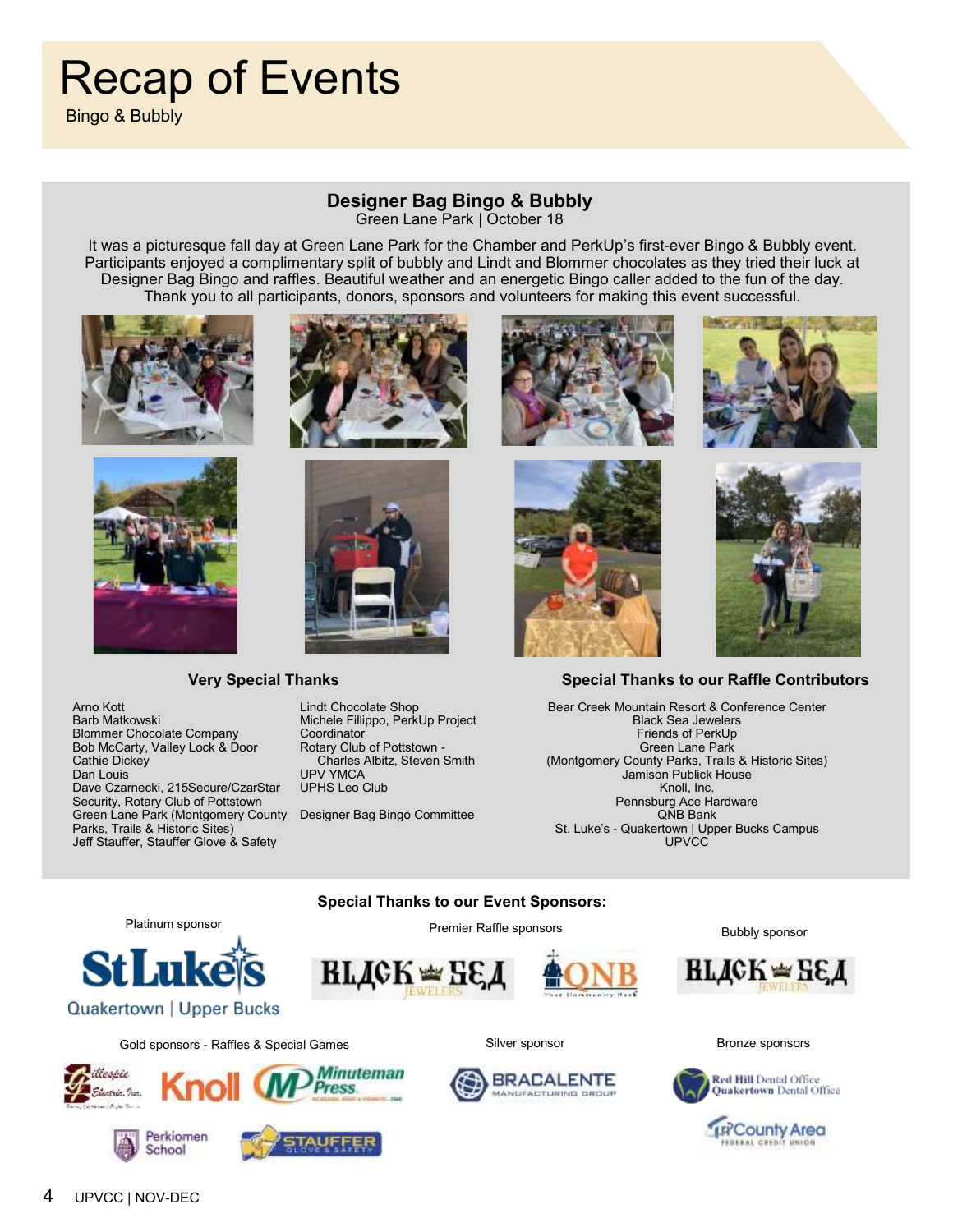# Recap of Events

Bingo & Bubbly

## Designer Bag Bingo & Bubbly

Green Lane Park | October 18

It was a picturesque fall day at Green Lane Park for the Chamber and PerkUp's first-ever Bingo & Bubbly event. Participants enjoyed a complimentary split of bubbly and Lindt and Blommer chocolates as they tried their luck at Designer Bag Bingo and raffles. Beautiful weather and an energetic Bingo caller added to the fun of the day. Thank you to all participants, donors, sponsors and volunteers for making this event successful.

### Very Special Thanks

- Arno Kott
- Barb Matkowski
- Blommer Chocolate Company
- Bob McCarty, Valley Lock & Door
- Cathie Dickey
- Dan Louis
- Dave Czarnecki, 215Secure/CzarStar Security, Rotary Club of Pottstown
- Green Lane Park (Montgomery County Parks, Trails & Historic Sites)
- Jeff Stauffer, Stauffer Glove & Safety
- Lindt Chocolate Shop
- Michele Fillippo, PerkUp Project Coordinator
- Rotary Club of Pottstown - Charles Albitz, Steven Smith
- UPV YMCA
- UPHS Leo Club
- Designer Bag Bingo Committee

### Special Thanks to our Raffle Contributors

- Bear Creek Mountain Resort & Conference Center
- Black Sea Jewelers
- Friends of PerkUp
- Green Lane Park (Montgomery County Parks, Trails & Historic Sites)
- Jamison Publick House
- Knoll, Inc.
- Pennsburg Ace Hardware
- QNB Bank
- St. Luke's - Quakertown | Upper Bucks Campus
- UPVCC

### Special Thanks to our Event Sponsors:

**Platinum sponsor**

St Luke's Quakertown | Upper Bucks

**Premier Raffle sponsors**

Black Sea Jewelers, QNB

**Bubbly sponsor**

Black Sea Jewelers

**Gold sponsors - Raffles & Special Games**

Gillespie Electric, Inc., Knoll, Minuteman Press, Perkiomen School, Stauffer Glove & Safety

**Silver sponsor**

Bracalente Manufacturing Group

**Bronze sponsors**

Red Hill Dental Office Quakertown Dental Office, UpCounty Area Federal Credit Union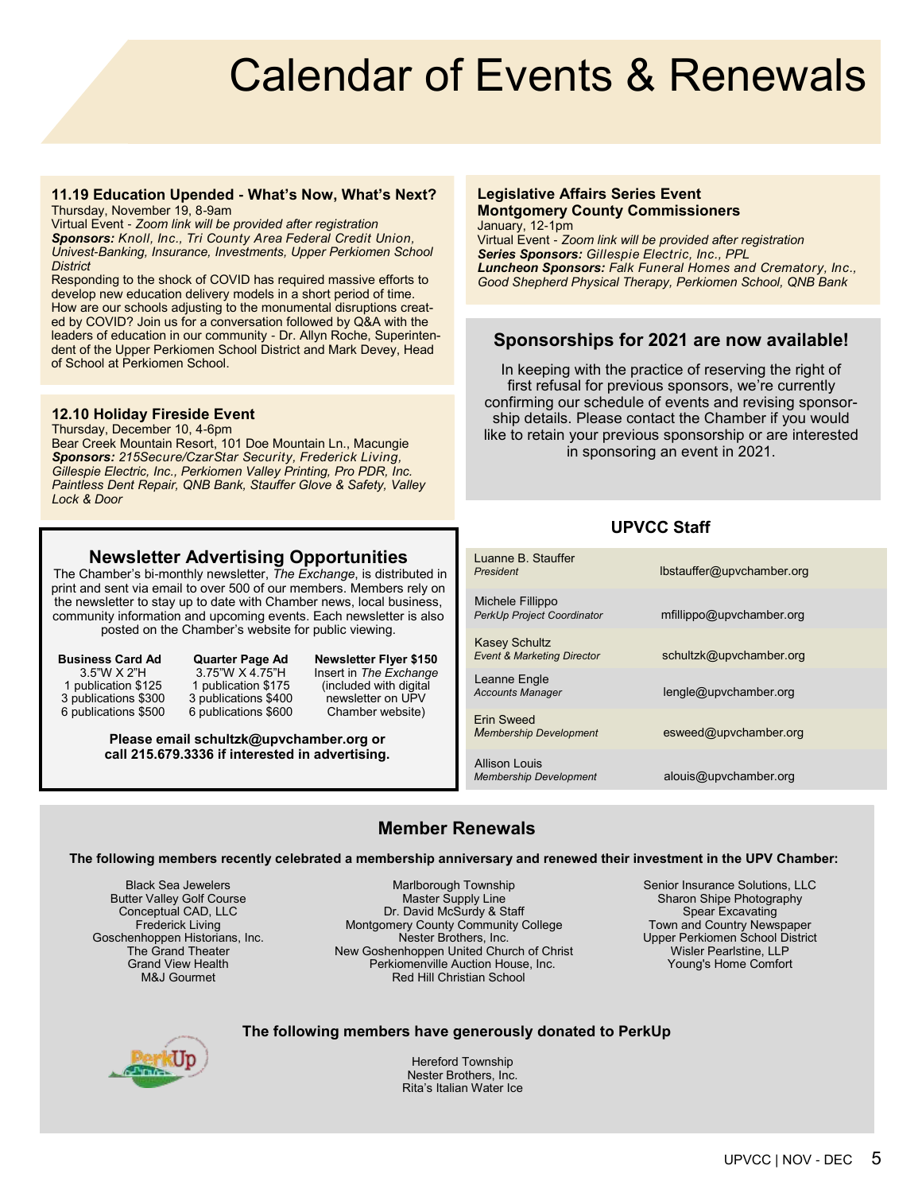# Calendar of Events & Renewals

### 11.19 Education Upended - What's Now, What's Next?

Thursday, November 19, 8-9am
Virtual Event - *Zoom link will be provided after registration*
***Sponsors:*** *Knoll, Inc., Tri County Area Federal Credit Union, Univest-Banking, Insurance, Investments, Upper Perkiomen School District*

Responding to the shock of COVID has required massive efforts to develop new education delivery models in a short period of time. How are our schools adjusting to the monumental disruptions created by COVID? Join us for a conversation followed by Q&A with the leaders of education in our community - Dr. Allyn Roche, Superintendent of the Upper Perkiomen School District and Mark Devey, Head of School at Perkiomen School.

### 12.10 Holiday Fireside Event

Thursday, December 10, 4-6pm
Bear Creek Mountain Resort, 101 Doe Mountain Ln., Macungie
***Sponsors:*** *215Secure/CzarStar Security, Frederick Living, Gillespie Electric, Inc., Perkiomen Valley Printing, Pro PDR, Inc. Paintless Dent Repair, QNB Bank, Stauffer Glove & Safety, Valley Lock & Door*

### Legislative Affairs Series Event
### Montgomery County Commissioners

January, 12-1pm
Virtual Event - *Zoom link will be provided after registration*
***Series Sponsors:*** *Gillespie Electric, Inc., PPL*
***Luncheon Sponsors:*** *Falk Funeral Homes and Crematory, Inc., Good Shepherd Physical Therapy, Perkiomen School, QNB Bank*

## Sponsorships for 2021 are now available!

In keeping with the practice of reserving the right of first refusal for previous sponsors, we're currently confirming our schedule of events and revising sponsorship details. Please contact the Chamber if you would like to retain your previous sponsorship or are interested in sponsoring an event in 2021.

## Newsletter Advertising Opportunities

The Chamber's bi-monthly newsletter, *The Exchange*, is distributed in print and sent via email to over 500 of our members. Members rely on the newsletter to stay up to date with Chamber news, local business, community information and upcoming events. Each newsletter is also posted on the Chamber's website for public viewing.

| Business Card Ad | Quarter Page Ad | Newsletter Flyer $150 |
|---|---|---|
| 3.5"W X 2"H | 3.75"W X 4.75"H | Insert in *The Exchange* |
| 1 publication $125 | 1 publication $175 | (included with digital |
| 3 publications $300 | 3 publications $400 | newsletter on UPV |
| 6 publications $500 | 6 publications $600 | Chamber website) |

**Please email schultzk@upvchamber.org or call 215.679.3336 if interested in advertising.**

## UPVCC Staff

| Name / Title | Email |
|---|---|
| Luanne B. Stauffer, *President* | lbstauffer@upvchamber.org |
| Michele Fillippo, *PerkUp Project Coordinator* | mfillippo@upvchamber.org |
| Kasey Schultz, *Event & Marketing Director* | schultzk@upvchamber.org |
| Leanne Engle, *Accounts Manager* | lengle@upvchamber.org |
| Erin Sweed, *Membership Development* | esweed@upvchamber.org |
| Allison Louis, *Membership Development* | alouis@upvchamber.org |

## Member Renewals

**The following members recently celebrated a membership anniversary and renewed their investment in the UPV Chamber:**

Black Sea Jewelers
Butter Valley Golf Course
Conceptual CAD, LLC
Frederick Living
Goschenhoppen Historians, Inc.
The Grand Theater
Grand View Health
M&J Gourmet
Marlborough Township
Master Supply Line
Dr. David McSurdy & Staff
Montgomery County Community College
Nester Brothers, Inc.
New Goshenhoppen United Church of Christ
Perkiomenville Auction House, Inc.
Red Hill Christian School
Senior Insurance Solutions, LLC
Sharon Shipe Photography
Spear Excavating
Town and Country Newspaper
Upper Perkiomen School District
Wisler Pearlstine, LLP
Young's Home Comfort

**The following members have generously donated to PerkUp**

Hereford Township
Nester Brothers, Inc.
Rita's Italian Water Ice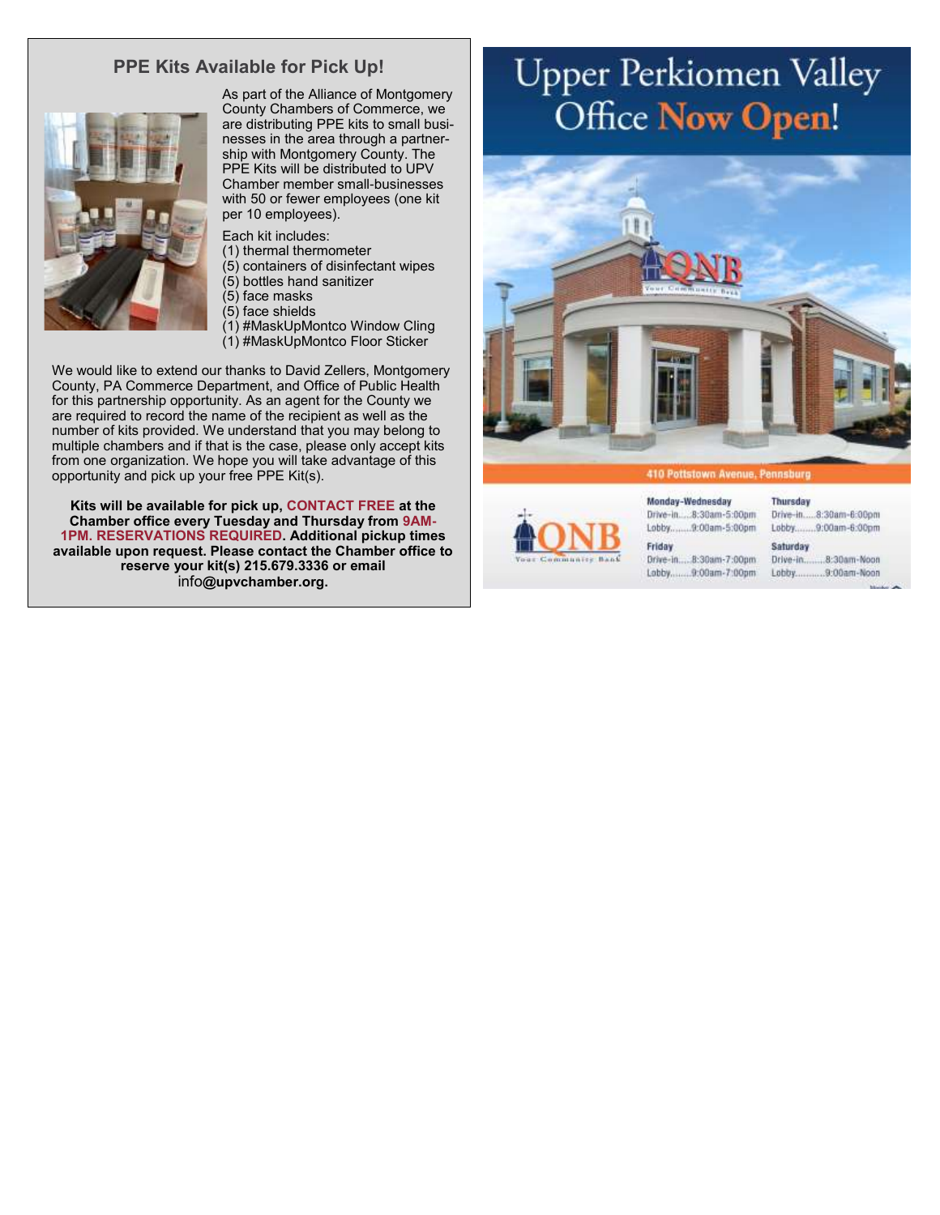## PPE Kits Available for Pick Up!

As part of the Alliance of Montgomery County Chambers of Commerce, we are distributing PPE kits to small businesses in the area through a partnership with Montgomery County. The PPE Kits will be distributed to UPV Chamber member small-businesses with 50 or fewer employees (one kit per 10 employees).

Each kit includes:
(1) thermal thermometer
(5) containers of disinfectant wipes
(5) bottles hand sanitizer
(5) face masks
(5) face shields
(1) #MaskUpMontco Window Cling
(1) #MaskUpMontco Floor Sticker

We would like to extend our thanks to David Zellers, Montgomery County, PA Commerce Department, and Office of Public Health for this partnership opportunity. As an agent for the County we are required to record the name of the recipient as well as the number of kits provided. We understand that you may belong to multiple chambers and if that is the case, please only accept kits from one organization. We hope you will take advantage of this opportunity and pick up your free PPE Kit(s).

**Kits will be available for pick up, CONTACT FREE at the Chamber office every Tuesday and Thursday from 9AM-1PM. RESERVATIONS REQUIRED. Additional pickup times available upon request. Please contact the Chamber office to reserve your kit(s) 215.679.3336 or email** info**@upvchamber.org.**

# Upper Perkiomen Valley Office Now Open!

410 Pottstown Avenue, Pennsburg

QNB Your Community Bank

**Monday-Wednesday**
Drive-in.....8:30am-5:00pm
Lobby........9:00am-5:00pm

**Thursday**
Drive-in.....8:30am-6:00pm
Lobby........9:00am-6:00pm

**Friday**
Drive-in.....8:30am-7:00pm
Lobby........9:00am-7:00pm

**Saturday**
Drive-in........8:30am-Noon
Lobby..........9:00am-Noon